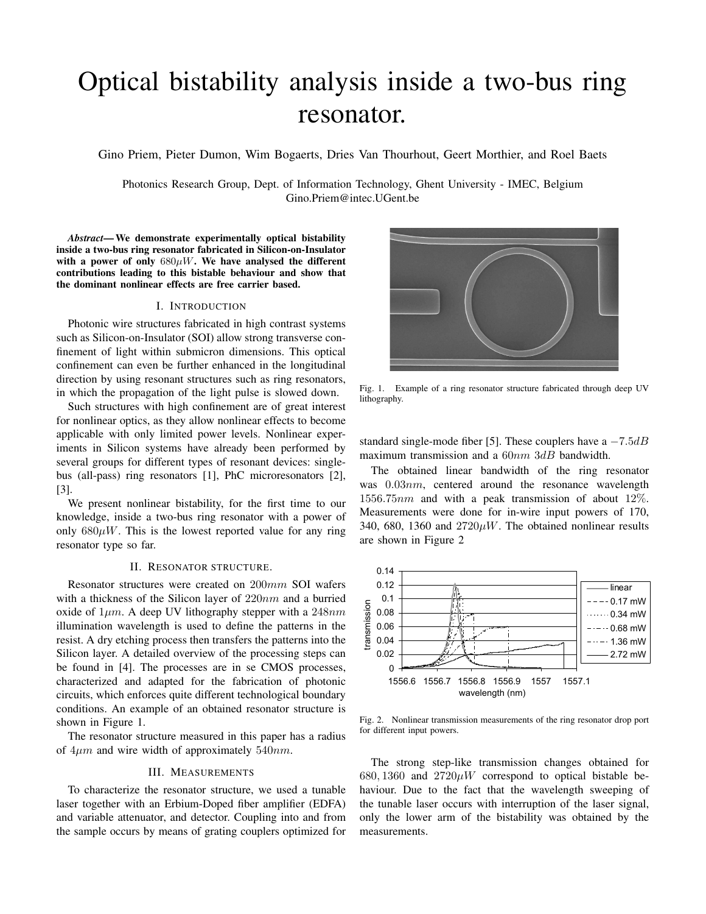# Optical bistability analysis inside a two-bus ring resonator.

Gino Priem, Pieter Dumon, Wim Bogaerts, Dries Van Thourhout, Geert Morthier, and Roel Baets

Photonics Research Group, Dept. of Information Technology, Ghent University - IMEC, Belgium
Gino.Priem@intec.UGent.be

***Abstract*— We demonstrate experimentally optical bistability inside a two-bus ring resonator fabricated in Silicon-on-Insulator with a power of only $680\mu W$. We have analysed the different contributions leading to this bistable behaviour and show that the dominant nonlinear effects are free carrier based.**

## I. Introduction

Photonic wire structures fabricated in high contrast systems such as Silicon-on-Insulator (SOI) allow strong transverse confinement of light within submicron dimensions. This optical confinement can even be further enhanced in the longitudinal direction by using resonant structures such as ring resonators, in which the propagation of the light pulse is slowed down.

Such structures with high confinement are of great interest for nonlinear optics, as they allow nonlinear effects to become applicable with only limited power levels. Nonlinear experiments in Silicon systems have already been performed by several groups for different types of resonant devices: single-bus (all-pass) ring resonators [1], PhC microresonators [2], [3].

We present nonlinear bistability, for the first time to our knowledge, inside a two-bus ring resonator with a power of only $680\mu W$. This is the lowest reported value for any ring resonator type so far.

## II. Resonator structure.

Resonator structures were created on $200mm$ SOI wafers with a thickness of the Silicon layer of $220nm$ and a burried oxide of $1\mu m$. A deep UV lithography stepper with a $248nm$ illumination wavelength is used to define the patterns in the resist. A dry etching process then transfers the patterns into the Silicon layer. A detailed overview of the processing steps can be found in [4]. The processes are in se CMOS processes, characterized and adapted for the fabrication of photonic circuits, which enforces quite different technological boundary conditions. An example of an obtained resonator structure is shown in Figure 1.

The resonator structure measured in this paper has a radius of $4\mu m$ and wire width of approximately $540nm$.

## III. Measurements

To characterize the resonator structure, we used a tunable laser together with an Erbium-Doped fiber amplifier (EDFA) and variable attenuator, and detector. Coupling into and from the sample occurs by means of grating couplers optimized for standard single-mode fiber [5]. These couplers have a $-7.5dB$ maximum transmission and a $60nm$ $3dB$ bandwidth.

Fig. 1. Example of a ring resonator structure fabricated through deep UV lithography.

The obtained linear bandwidth of the ring resonator was $0.03nm$, centered around the resonance wavelength $1556.75nm$ and with a peak transmission of about $12\%$. Measurements were done for in-wire input powers of 170, 340, 680, 1360 and $2720\mu W$. The obtained nonlinear results are shown in Figure 2

transmission
0.14
0.12
0.1
0.08
0.06
0.04
0.02
0
1556.6 1556.7 1556.8 1556.9 1557 1557.1
wavelength (nm)
linear
0.17 mW
0.34 mW
0.68 mW
1.36 mW
2.72 mW

Fig. 2. Nonlinear transmission measurements of the ring resonator drop port for different input powers.

The strong step-like transmission changes obtained for $680, 1360$ and $2720\mu W$ correspond to optical bistable behaviour. Due to the fact that the wavelength sweeping of the tunable laser occurs with interruption of the laser signal, only the lower arm of the bistability was obtained by the measurements.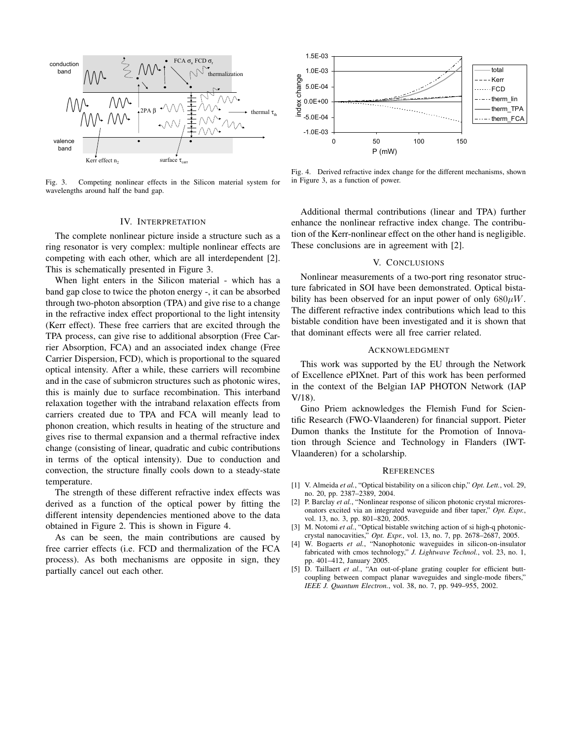conduction band

valence band

FCA $\sigma_a$ FCD $\sigma_r$

thermalization

2PA $\beta$

thermal $\tau_{th}$

Kerr effect $n_2$

surface $\tau_{carr}$

Fig. 3. Competing nonlinear effects in the Silicon material system for wavelengths around half the band gap.

1.5E-03
1.0E-03
5.0E-04
0.0E+00
-5.0E-04
-1.0E-03

index change

0
50
100
150

P (mW)

total
Kerr
FCD
therm_lin
therm_TPA
therm_FCA

Fig. 4. Derived refractive index change for the different mechanisms, shown in Figure 3, as a function of power.

## IV. Interpretation

The complete nonlinear picture inside a structure such as a ring resonator is very complex: multiple nonlinear effects are competing with each other, which are all interdependent [2]. This is schematically presented in Figure 3.

When light enters in the Silicon material - which has a band gap close to twice the photon energy -, it can be absorbed through two-photon absorption (TPA) and give rise to a change in the refractive index effect proportional to the light intensity (Kerr effect). These free carriers that are excited through the TPA process, can give rise to additional absorption (Free Carrier Absorption, FCA) and an associated index change (Free Carrier Dispersion, FCD), which is proportional to the squared optical intensity. After a while, these carriers will recombine and in the case of submicron structures such as photonic wires, this is mainly due to surface recombination. This interband relaxation together with the intraband relaxation effects from carriers created due to TPA and FCA will meanly lead to phonon creation, which results in heating of the structure and gives rise to thermal expansion and a thermal refractive index change (consisting of linear, quadratic and cubic contributions in terms of the optical intensity). Due to conduction and convection, the structure finally cools down to a steady-state temperature.

The strength of these different refractive index effects was derived as a function of the optical power by fitting the different intensity dependencies mentioned above to the data obtained in Figure 2. This is shown in Figure 4.

As can be seen, the main contributions are caused by free carrier effects (i.e. FCD and thermalization of the FCA process). As both mechanisms are opposite in sign, they partially cancel out each other.

Additional thermal contributions (linear and TPA) further enhance the nonlinear refractive index change. The contribution of the Kerr-nonlinear effect on the other hand is negligible. These conclusions are in agreement with [2].

## V. Conclusions

Nonlinear measurements of a two-port ring resonator structure fabricated in SOI have been demonstrated. Optical bistability has been observed for an input power of only $680\mu W$. The different refractive index contributions which lead to this bistable condition have been investigated and it is shown that that dominant effects were all free carrier related.

## Acknowledgment

This work was supported by the EU through the Network of Excellence ePIXnet. Part of this work has been performed in the context of the Belgian IAP PHOTON Network (IAP V/18).

Gino Priem acknowledges the Flemish Fund for Scientific Research (FWO-Vlaanderen) for financial support. Pieter Dumon thanks the Institute for the Promotion of Innovation through Science and Technology in Flanders (IWT-Vlaanderen) for a scholarship.

## References

[1] V. Almeida *et al.*, "Optical bistability on a silicon chip," *Opt. Lett.*, vol. 29, no. 20, pp. 2387–2389, 2004.

[2] P. Barclay *et al.*, "Nonlinear response of silicon photonic crystal microresonators excited via an integrated waveguide and fiber taper," *Opt. Expr.*, vol. 13, no. 3, pp. 801–820, 2005.

[3] M. Notomi *et al.*, "Optical bistable switching action of si high-q photonic-crystal nanocavities," *Opt. Expr.*, vol. 13, no. 7, pp. 2678–2687, 2005.

[4] W. Bogaerts *et al.*, "Nanophotonic waveguides in silicon-on-insulator fabricated with cmos technology," *J. Lightwave Technol.*, vol. 23, no. 1, pp. 401–412, January 2005.

[5] D. Taillaert *et al.*, "An out-of-plane grating coupler for efficient butt-coupling between compact planar waveguides and single-mode fibers," *IEEE J. Quantum Electron.*, vol. 38, no. 7, pp. 949–955, 2002.